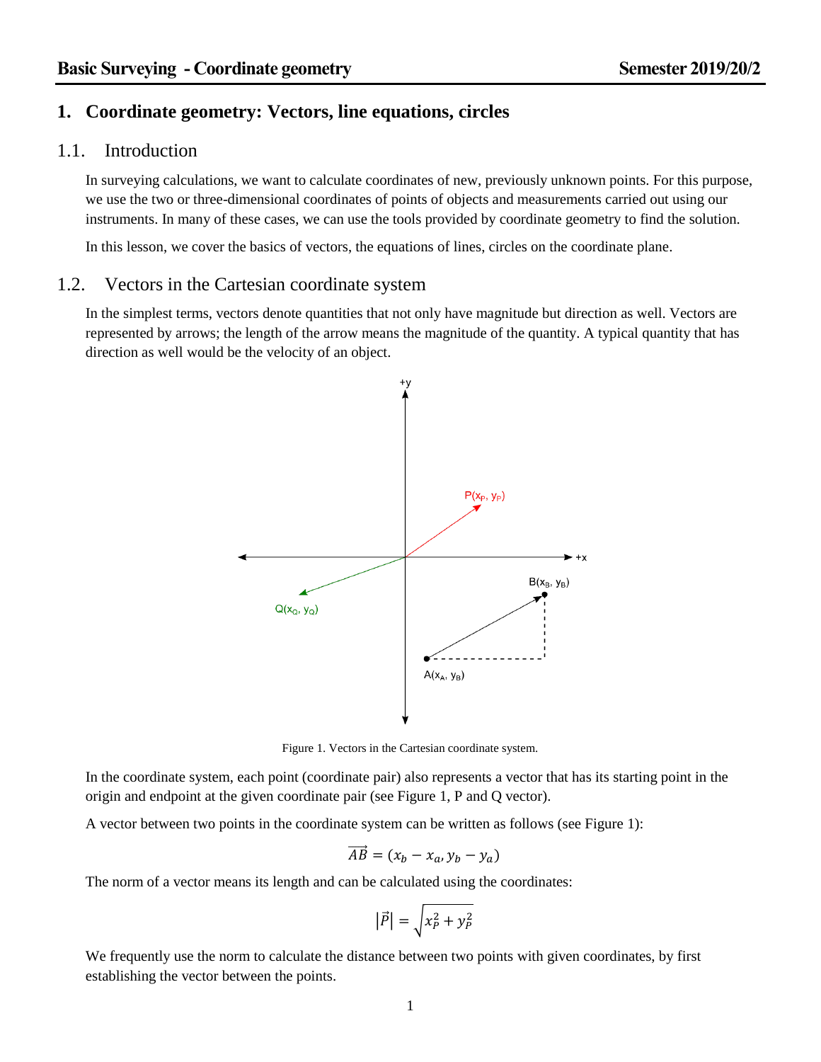# 1. Coordinate geometry: Vectors, line equations, circles

## 1.1. Introduction

In surveying calculations, we want to calculate coordinates of new, previously unknown points. For this purpose, we use the two or three-dimensional coordinates of points of objects and measurements carried out using our instruments. In many of these cases, we can use the tools provided by coordinate geometry to find the solution.

In this lesson, we cover the basics of vectors, the equations of lines, circles on the coordinate plane.

## 1.2. Vectors in the Cartesian coordinate system

In the simplest terms, vectors denote quantities that not only have magnitude but direction as well. Vectors are represented by arrows; the length of the arrow means the magnitude of the quantity. A typical quantity that has direction as well would be the velocity of an object.

Figure 1. Vectors in the Cartesian coordinate system.

In the coordinate system, each point (coordinate pair) also represents a vector that has its starting point in the origin and endpoint at the given coordinate pair (see Figure 1, P and Q vector).

A vector between two points in the coordinate system can be written as follows (see Figure 1):

$$\overrightarrow{AB} = (x_b - x_a, y_b - y_a)$$

The norm of a vector means its length and can be calculated using the coordinates:

$$|\vec{P}| = \sqrt{x_P^2 + y_P^2}$$

We frequently use the norm to calculate the distance between two points with given coordinates, by first establishing the vector between the points.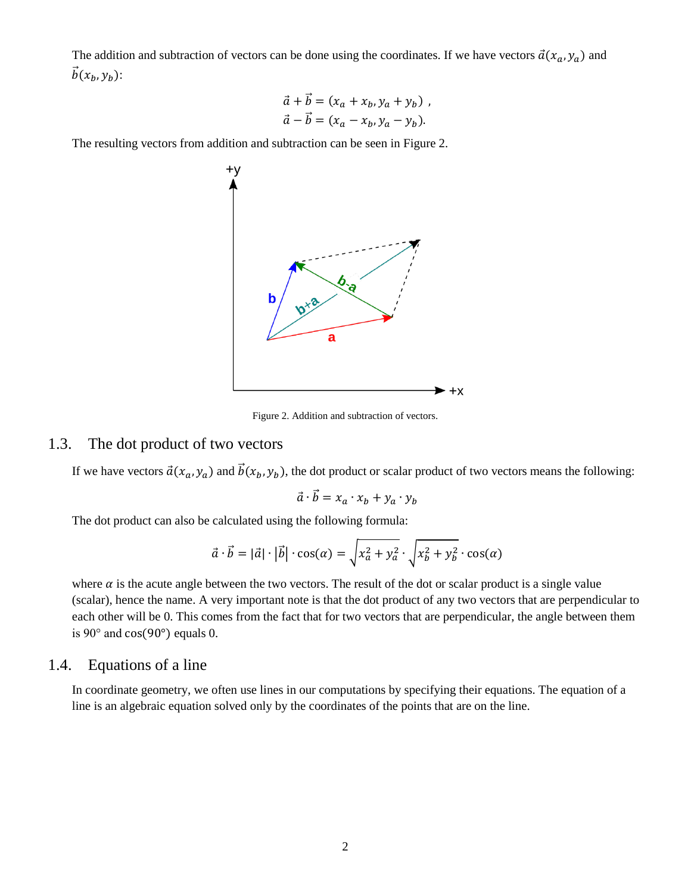The addition and subtraction of vectors can be done using the coordinates. If we have vectors $\vec{a}(x_a, y_a)$ and $\vec{b}(x_b, y_b)$:

$$\vec{a} + \vec{b} = (x_a + x_b, y_a + y_b) \ ,$$
$$\vec{a} - \vec{b} = (x_a - x_b, y_a - y_b).$$

The resulting vectors from addition and subtraction can be seen in Figure 2.

Figure 2. Addition and subtraction of vectors.

## 1.3. The dot product of two vectors

If we have vectors $\vec{a}(x_a, y_a)$ and $\vec{b}(x_b, y_b)$, the dot product or scalar product of two vectors means the following:

$$\vec{a} \cdot \vec{b} = x_a \cdot x_b + y_a \cdot y_b$$

The dot product can also be calculated using the following formula:

$$\vec{a} \cdot \vec{b} = |\vec{a}| \cdot |\vec{b}| \cdot \cos(\alpha) = \sqrt{x_a^2 + y_a^2} \cdot \sqrt{x_b^2 + y_b^2} \cdot \cos(\alpha)$$

where $\alpha$ is the acute angle between the two vectors. The result of the dot or scalar product is a single value (scalar), hence the name. A very important note is that the dot product of any two vectors that are perpendicular to each other will be 0. This comes from the fact that for two vectors that are perpendicular, the angle between them is 90° and $\cos(90°)$ equals 0.

## 1.4. Equations of a line

In coordinate geometry, we often use lines in our computations by specifying their equations. The equation of a line is an algebraic equation solved only by the coordinates of the points that are on the line.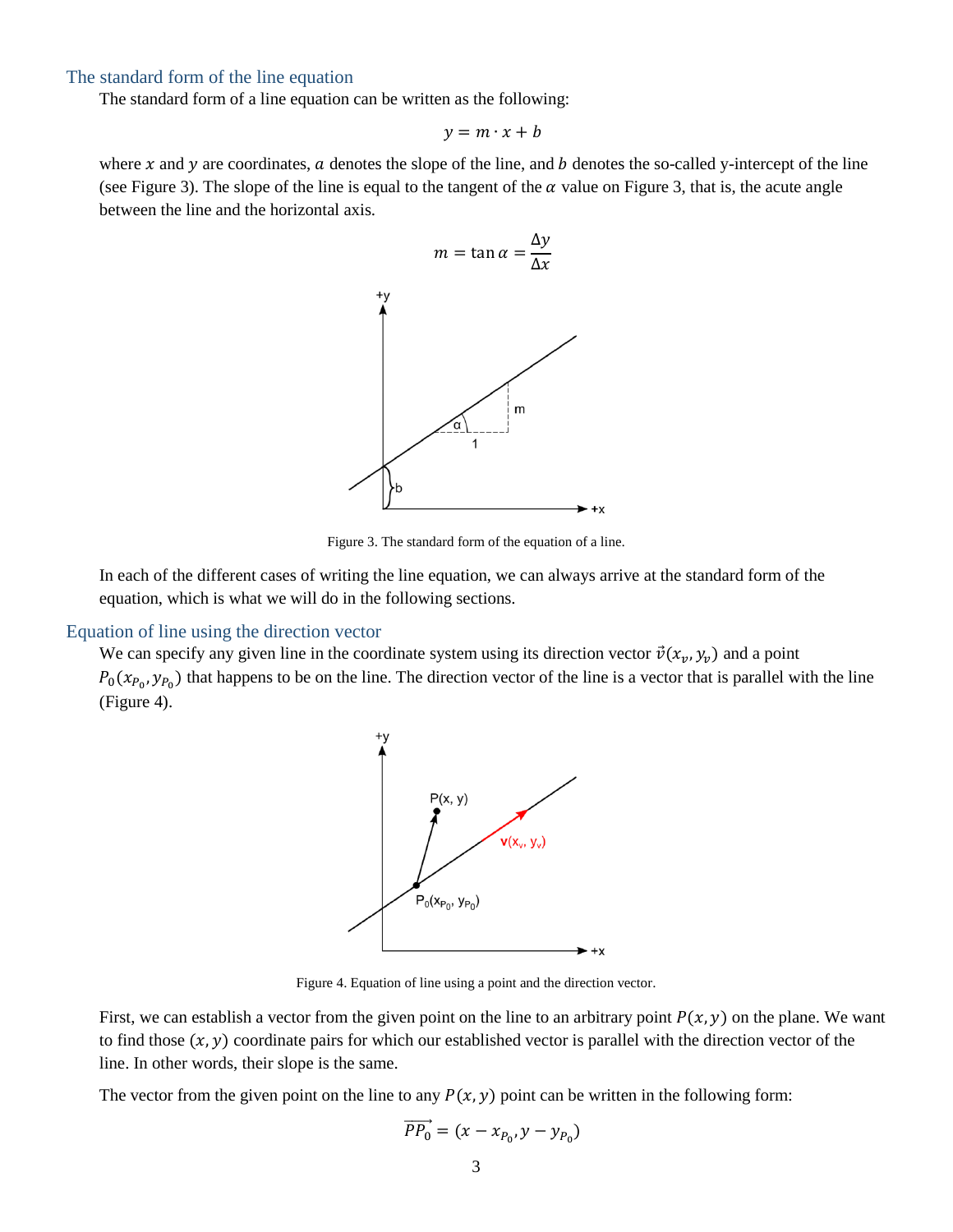## The standard form of the line equation

The standard form of a line equation can be written as the following:

$$y = m \cdot x + b$$

where $x$ and $y$ are coordinates, $a$ denotes the slope of the line, and $b$ denotes the so-called y-intercept of the line (see Figure 3). The slope of the line is equal to the tangent of the $\alpha$ value on Figure 3, that is, the acute angle between the line and the horizontal axis.

$$m = \tan \alpha = \frac{\Delta y}{\Delta x}$$

Figure 3. The standard form of the equation of a line.

In each of the different cases of writing the line equation, we can always arrive at the standard form of the equation, which is what we will do in the following sections.

## Equation of line using the direction vector

We can specify any given line in the coordinate system using its direction vector $\vec{v}(x_v, y_v)$ and a point $P_0(x_{P_0}, y_{P_0})$ that happens to be on the line. The direction vector of the line is a vector that is parallel with the line (Figure 4).

Figure 4. Equation of line using a point and the direction vector.

First, we can establish a vector from the given point on the line to an arbitrary point $P(x, y)$ on the plane. We want to find those $(x, y)$ coordinate pairs for which our established vector is parallel with the direction vector of the line. In other words, their slope is the same.

The vector from the given point on the line to any $P(x, y)$ point can be written in the following form:

$$\overrightarrow{PP_0} = (x - x_{P_0}, y - y_{P_0})$$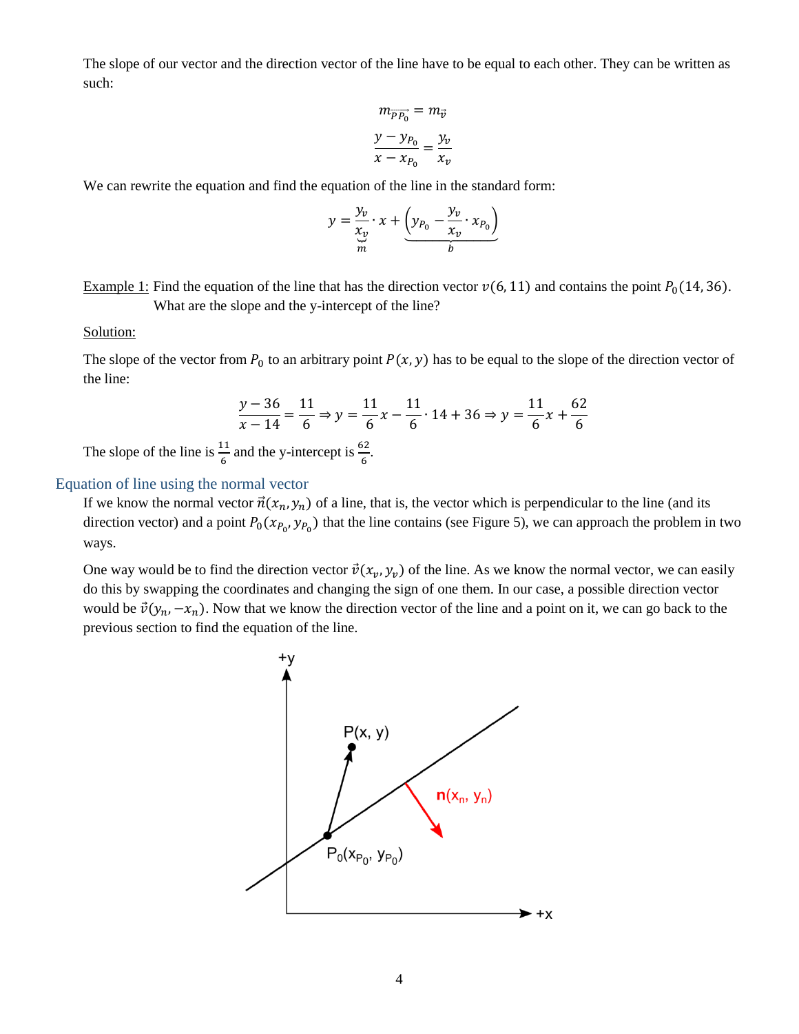The slope of our vector and the direction vector of the line have to be equal to each other. They can be written as such:

$$m_{\overrightarrow{PP_0}} = m_{\vec{v}}$$

$$\frac{y - y_{P_0}}{x - x_{P_0}} = \frac{y_v}{x_v}$$

We can rewrite the equation and find the equation of the line in the standard form:

$$y = \underbrace{\frac{y_v}{x_v}}_{m} \cdot x + \underbrace{\left(y_{P_0} - \frac{y_v}{x_v} \cdot x_{P_0}\right)}_{b}$$

Example 1: Find the equation of the line that has the direction vector $v(6, 11)$ and contains the point $P_0(14, 36)$. What are the slope and the y-intercept of the line?

Solution:

The slope of the vector from $P_0$ to an arbitrary point $P(x, y)$ has to be equal to the slope of the direction vector of the line:

$$\frac{y - 36}{x - 14} = \frac{11}{6} \Rightarrow y = \frac{11}{6}x - \frac{11}{6} \cdot 14 + 36 \Rightarrow y = \frac{11}{6}x + \frac{62}{6}$$

The slope of the line is $\frac{11}{6}$ and the y-intercept is $\frac{62}{6}$.

## Equation of line using the normal vector

If we know the normal vector $\vec{n}(x_n, y_n)$ of a line, that is, the vector which is perpendicular to the line (and its direction vector) and a point $P_0(x_{P_0}, y_{P_0})$ that the line contains (see Figure 5), we can approach the problem in two ways.

One way would be to find the direction vector $\vec{v}(x_v, y_v)$ of the line. As we know the normal vector, we can easily do this by swapping the coordinates and changing the sign of one them. In our case, a possible direction vector would be $\vec{v}(y_n, -x_n)$. Now that we know the direction vector of the line and a point on it, we can go back to the previous section to find the equation of the line.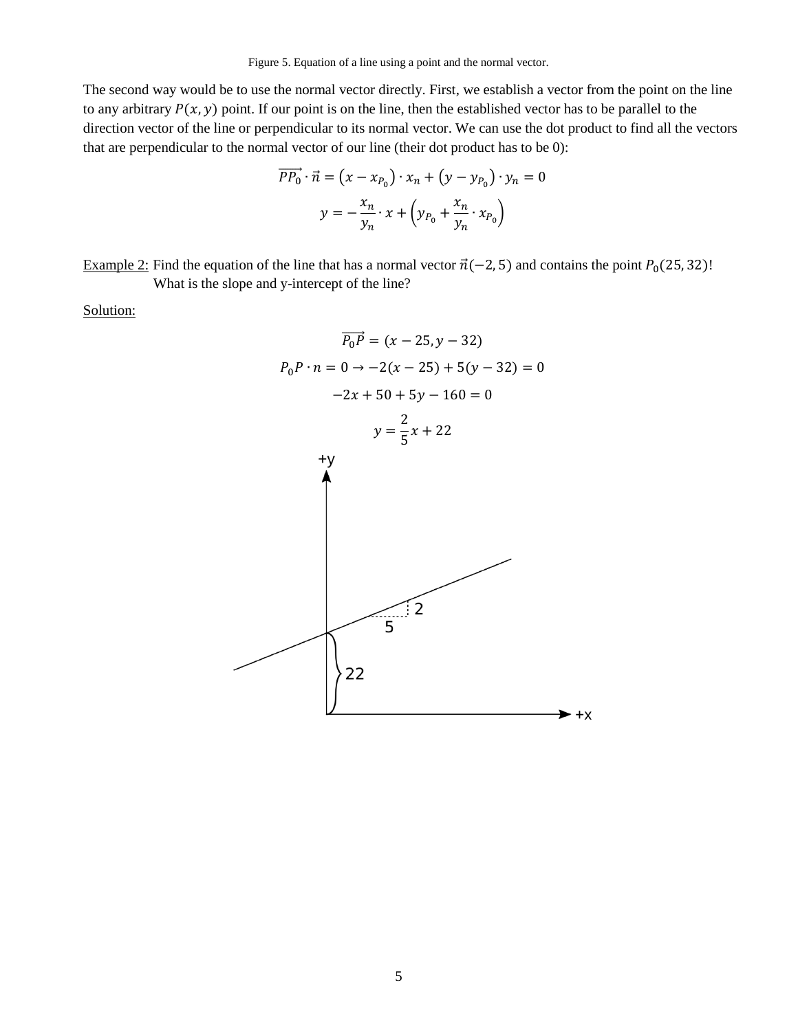Figure 5. Equation of a line using a point and the normal vector.

The second way would be to use the normal vector directly. First, we establish a vector from the point on the line to any arbitrary $P(x, y)$ point. If our point is on the line, then the established vector has to be parallel to the direction vector of the line or perpendicular to its normal vector. We can use the dot product to find all the vectors that are perpendicular to the normal vector of our line (their dot product has to be 0):

$$\overrightarrow{PP_0} \cdot \vec{n} = \left(x - x_{P_0}\right) \cdot x_n + \left(y - y_{P_0}\right) \cdot y_n = 0$$

$$y = -\frac{x_n}{y_n} \cdot x + \left(y_{P_0} + \frac{x_n}{y_n} \cdot x_{P_0}\right)$$

Example 2: Find the equation of the line that has a normal vector $\vec{n}(-2, 5)$ and contains the point $P_0(25, 32)$! What is the slope and y-intercept of the line?

Solution:

$$\overrightarrow{P_0P} = (x - 25, y - 32)$$

$$P_0P \cdot n = 0 \rightarrow -2(x - 25) + 5(y - 32) = 0$$

$$-2x + 50 + 5y - 160 = 0$$

$$y = \frac{2}{5}x + 22$$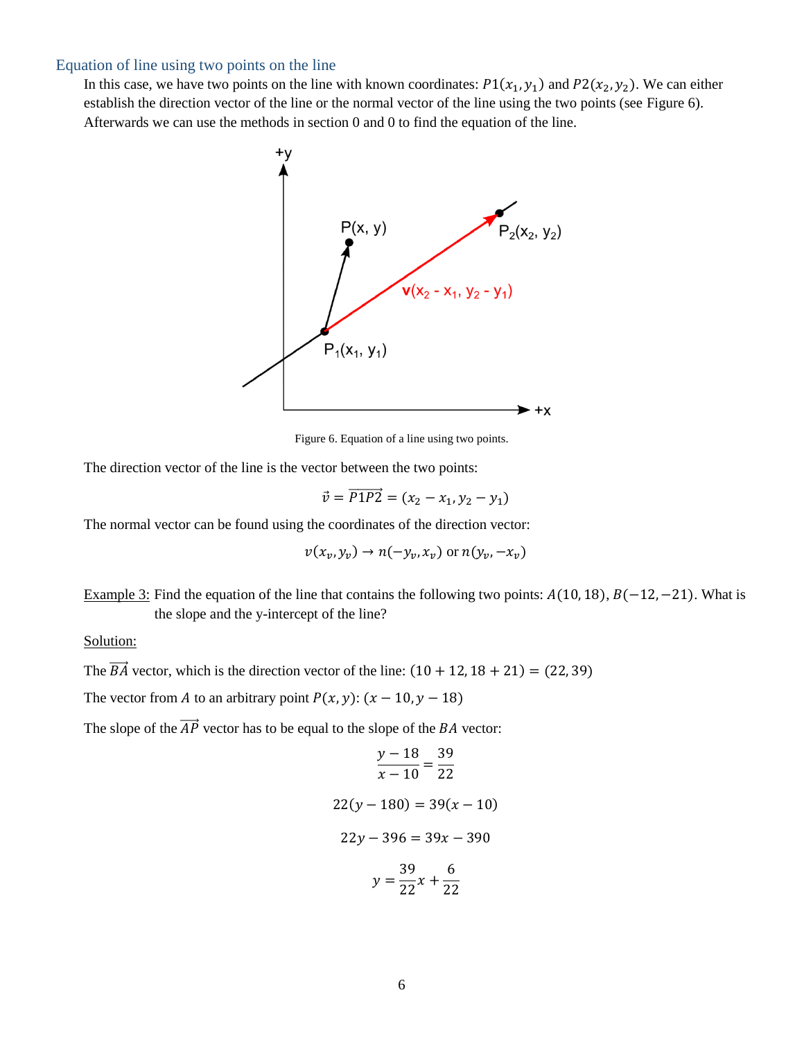## Equation of line using two points on the line

In this case, we have two points on the line with known coordinates: $P1(x_1, y_1)$ and $P2(x_2, y_2)$. We can either establish the direction vector of the line or the normal vector of the line using the two points (see Figure 6). Afterwards we can use the methods in section 0 and 0 to find the equation of the line.

Figure 6. Equation of a line using two points.

The direction vector of the line is the vector between the two points:

$$\vec{v} = \overrightarrow{P1P2} = (x_2 - x_1, y_2 - y_1)$$

The normal vector can be found using the coordinates of the direction vector:

$$v(x_v, y_v) \rightarrow n(-y_v, x_v) \text{ or } n(y_v, -x_v)$$

Example 3: Find the equation of the line that contains the following two points: $A(10, 18)$, $B(-12, -21)$. What is the slope and the y-intercept of the line?

Solution:

The $\overrightarrow{BA}$ vector, which is the direction vector of the line: $(10 + 12, 18 + 21) = (22, 39)$

The vector from $A$ to an arbitrary point $P(x, y)$: $(x - 10, y - 18)$

The slope of the $\overrightarrow{AP}$ vector has to be equal to the slope of the $BA$ vector:

$$\frac{y - 18}{x - 10} = \frac{39}{22}$$

$$22(y - 180) = 39(x - 10)$$

$$22y - 396 = 39x - 390$$

$$y = \frac{39}{22}x + \frac{6}{22}$$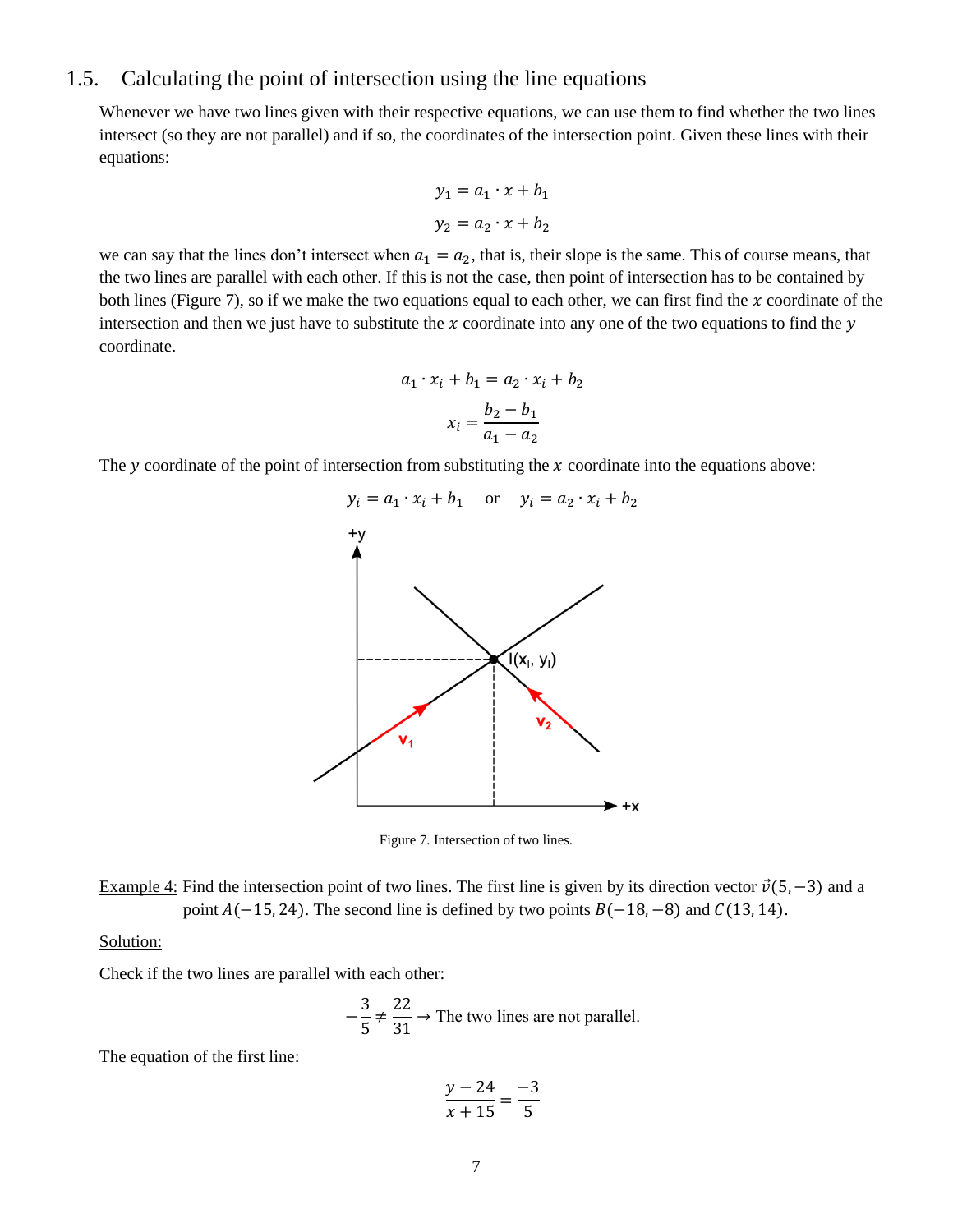## 1.5. Calculating the point of intersection using the line equations

Whenever we have two lines given with their respective equations, we can use them to find whether the two lines intersect (so they are not parallel) and if so, the coordinates of the intersection point. Given these lines with their equations:

$$y_1 = a_1 \cdot x + b_1$$

$$y_2 = a_2 \cdot x + b_2$$

we can say that the lines don't intersect when $a_1 = a_2$, that is, their slope is the same. This of course means, that the two lines are parallel with each other. If this is not the case, then point of intersection has to be contained by both lines (Figure 7), so if we make the two equations equal to each other, we can first find the $x$ coordinate of the intersection and then we just have to substitute the $x$ coordinate into any one of the two equations to find the $y$ coordinate.

$$a_1 \cdot x_i + b_1 = a_2 \cdot x_i + b_2$$

$$x_i = \frac{b_2 - b_1}{a_1 - a_2}$$

The $y$ coordinate of the point of intersection from substituting the $x$ coordinate into the equations above:

$$y_i = a_1 \cdot x_i + b_1 \quad \text{or} \quad y_i = a_2 \cdot x_i + b_2$$

Figure 7. Intersection of two lines.

Example 4: Find the intersection point of two lines. The first line is given by its direction vector $\vec{v}(5, -3)$ and a point $A(-15, 24)$. The second line is defined by two points $B(-18, -8)$ and $C(13, 14)$.

Solution:

Check if the two lines are parallel with each other:

$$-\frac{3}{5} \neq \frac{22}{31} \rightarrow \text{The two lines are not parallel.}$$

The equation of the first line:

$$\frac{y - 24}{x + 15} = \frac{-3}{5}$$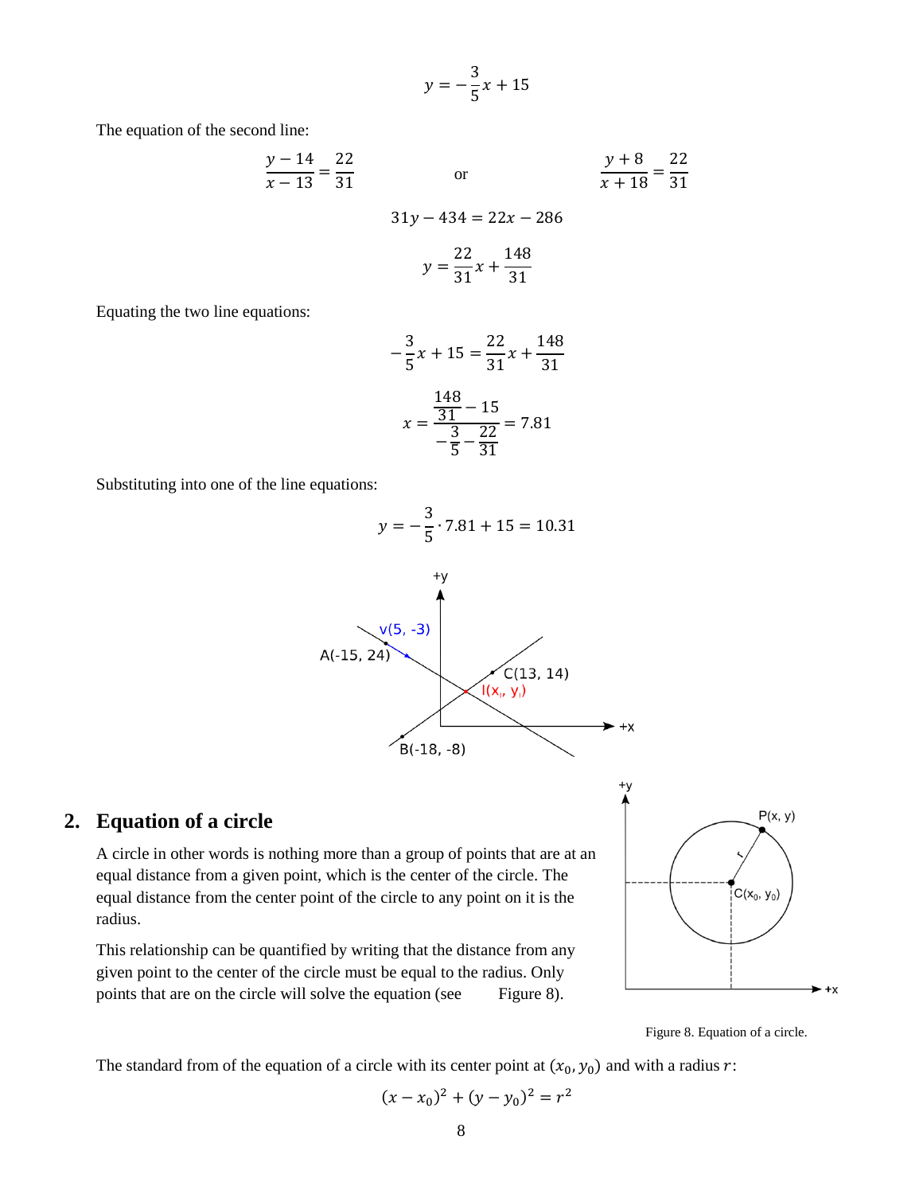$$y = -\frac{3}{5}x + 15$$

The equation of the second line:

$$\frac{y-14}{x-13} = \frac{22}{31} \qquad \text{or} \qquad \frac{y+8}{x+18} = \frac{22}{31}$$

$$31y - 434 = 22x - 286$$

$$y = \frac{22}{31}x + \frac{148}{31}$$

Equating the two line equations:

$$-\frac{3}{5}x + 15 = \frac{22}{31}x + \frac{148}{31}$$

$$x = \frac{\frac{148}{31} - 15}{-\frac{3}{5} - \frac{22}{31}} = 7.81$$

Substituting into one of the line equations:

$$y = -\frac{3}{5} \cdot 7.81 + 15 = 10.31$$

## 2. Equation of a circle

A circle in other words is nothing more than a group of points that are at an equal distance from a given point, which is the center of the circle. The equal distance from the center point of the circle to any point on it is the radius.

This relationship can be quantified by writing that the distance from any given point to the center of the circle must be equal to the radius. Only points that are on the circle will solve the equation (see Figure 8).

Figure 8. Equation of a circle.

The standard from of the equation of a circle with its center point at $(x_0, y_0)$ and with a radius $r$:

$$(x - x_0)^2 + (y - y_0)^2 = r^2$$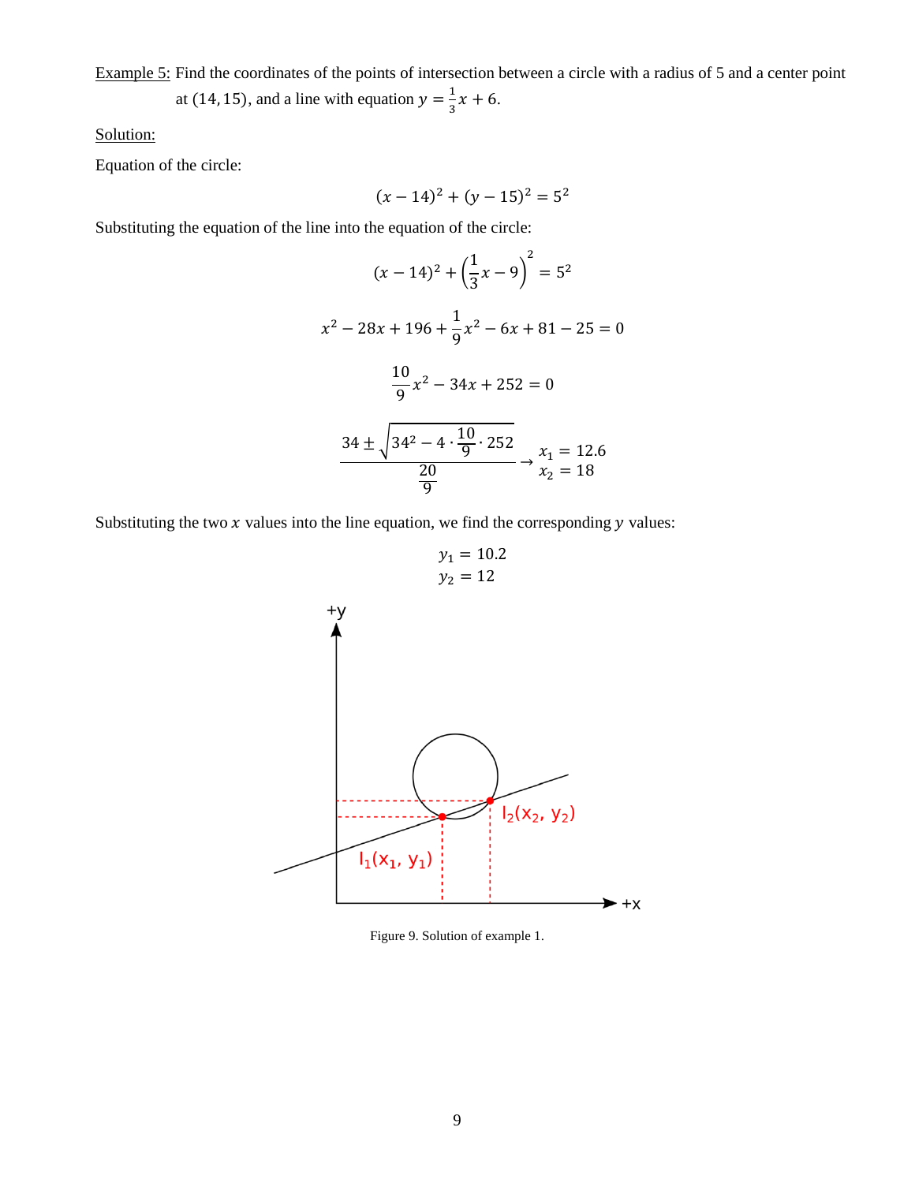Example 5: Find the coordinates of the points of intersection between a circle with a radius of 5 and a center point at $(14, 15)$, and a line with equation $y = \frac{1}{3}x + 6$.

Solution:

Equation of the circle:

$$(x-14)^2 + (y-15)^2 = 5^2$$

Substituting the equation of the line into the equation of the circle:

$$(x-14)^2 + \left(\frac{1}{3}x - 9\right)^2 = 5^2$$

$$x^2 - 28x + 196 + \frac{1}{9}x^2 - 6x + 81 - 25 = 0$$

$$\frac{10}{9}x^2 - 34x + 252 = 0$$

$$\frac{34 \pm \sqrt{34^2 - 4 \cdot \frac{10}{9} \cdot 252}}{\frac{20}{9}} \rightarrow \begin{array}{l} x_1 = 12.6 \\ x_2 = 18 \end{array}$$

Substituting the two $x$ values into the line equation, we find the corresponding $y$ values:

$$y_1 = 10.2$$
$$y_2 = 12$$

Figure 9. Solution of example 1.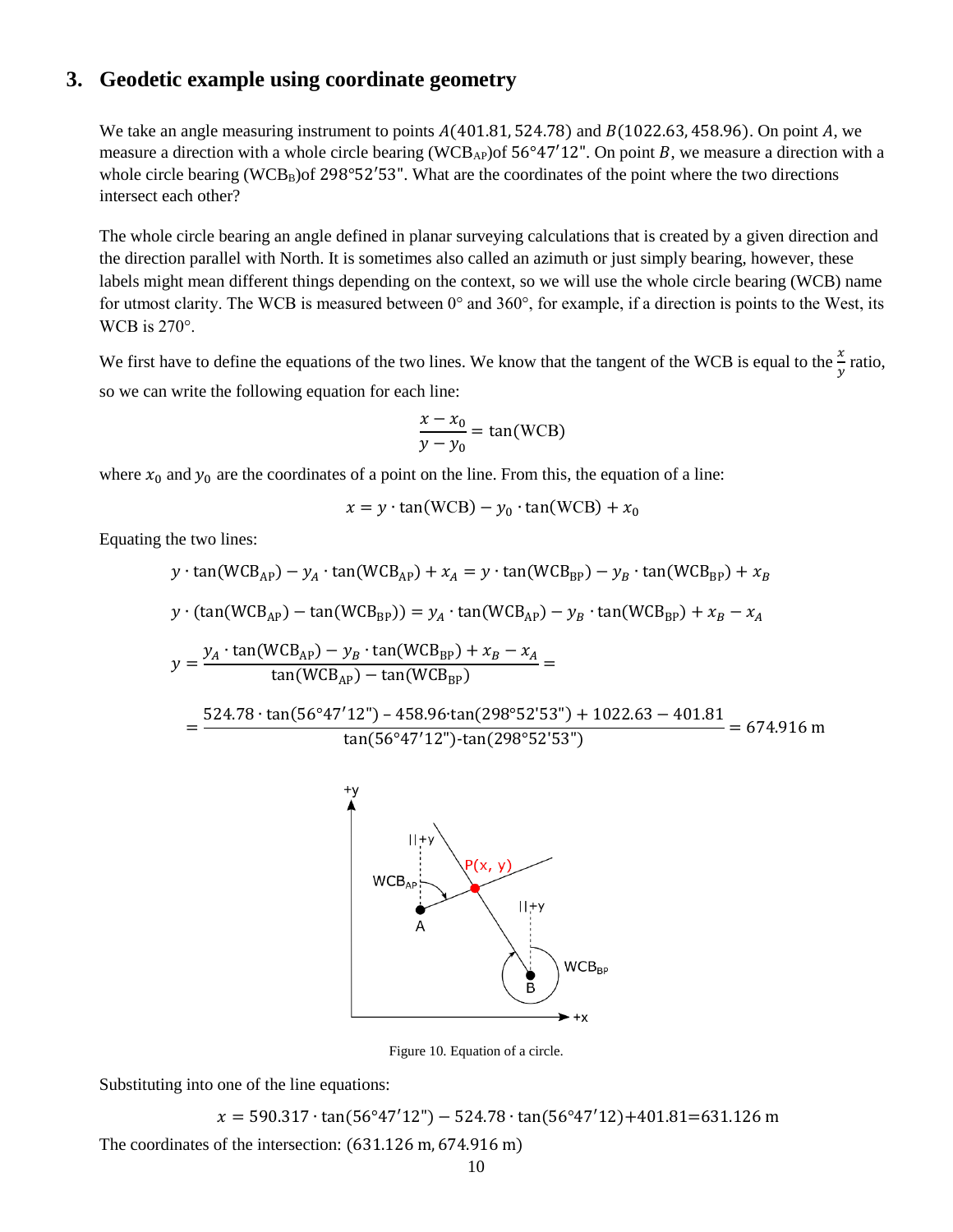## 3. Geodetic example using coordinate geometry

We take an angle measuring instrument to points $A(401.81, 524.78)$ and $B(1022.63, 458.96)$. On point $A$, we measure a direction with a whole circle bearing ($\text{WCB}_{\text{AP}}$)of $56°47'12"$. On point $B$, we measure a direction with a whole circle bearing ($\text{WCB}_{\text{B}}$)of $298°52'53"$. What are the coordinates of the point where the two directions intersect each other?

The whole circle bearing an angle defined in planar surveying calculations that is created by a given direction and the direction parallel with North. It is sometimes also called an azimuth or just simply bearing, however, these labels might mean different things depending on the context, so we will use the whole circle bearing (WCB) name for utmost clarity. The WCB is measured between 0° and 360°, for example, if a direction is points to the West, its WCB is 270°.

We first have to define the equations of the two lines. We know that the tangent of the WCB is equal to the $\frac{x}{y}$ ratio, so we can write the following equation for each line:

$$\frac{x - x_0}{y - y_0} = \tan(\text{WCB})$$

where $x_0$ and $y_0$ are the coordinates of a point on the line. From this, the equation of a line:

$$x = y \cdot \tan(\text{WCB}) - y_0 \cdot \tan(\text{WCB}) + x_0$$

Equating the two lines:

$$y \cdot \tan(\text{WCB}_{\text{AP}}) - y_A \cdot \tan(\text{WCB}_{\text{AP}}) + x_A = y \cdot \tan(\text{WCB}_{\text{BP}}) - y_B \cdot \tan(\text{WCB}_{\text{BP}}) + x_B$$

$$y \cdot (\tan(\text{WCB}_{\text{AP}}) - \tan(\text{WCB}_{\text{BP}})) = y_A \cdot \tan(\text{WCB}_{\text{AP}}) - y_B \cdot \tan(\text{WCB}_{\text{BP}}) + x_B - x_A$$

$$y = \frac{y_A \cdot \tan(\text{WCB}_{\text{AP}}) - y_B \cdot \tan(\text{WCB}_{\text{BP}}) + x_B - x_A}{\tan(\text{WCB}_{\text{AP}}) - \tan(\text{WCB}_{\text{BP}})} =$$

$$= \frac{524.78 \cdot \tan(56°47'12") - 458.96 \cdot \tan(298°52'53") + 1022.63 - 401.81}{\tan(56°47'12") - \tan(298°52'53")} = 674.916 \text{ m}$$

+y

||+y

P(x, y)

WCB_AP

A

||+y

WCB_BP

B

+x

Figure 10. Equation of a circle.

Substituting into one of the line equations:

$$x = 590.317 \cdot \tan(56°47'12") - 524.78 \cdot \tan(56°47'12) + 401.81 = 631.126 \text{ m}$$

The coordinates of the intersection: $(631.126 \text{ m}, 674.916 \text{ m})$